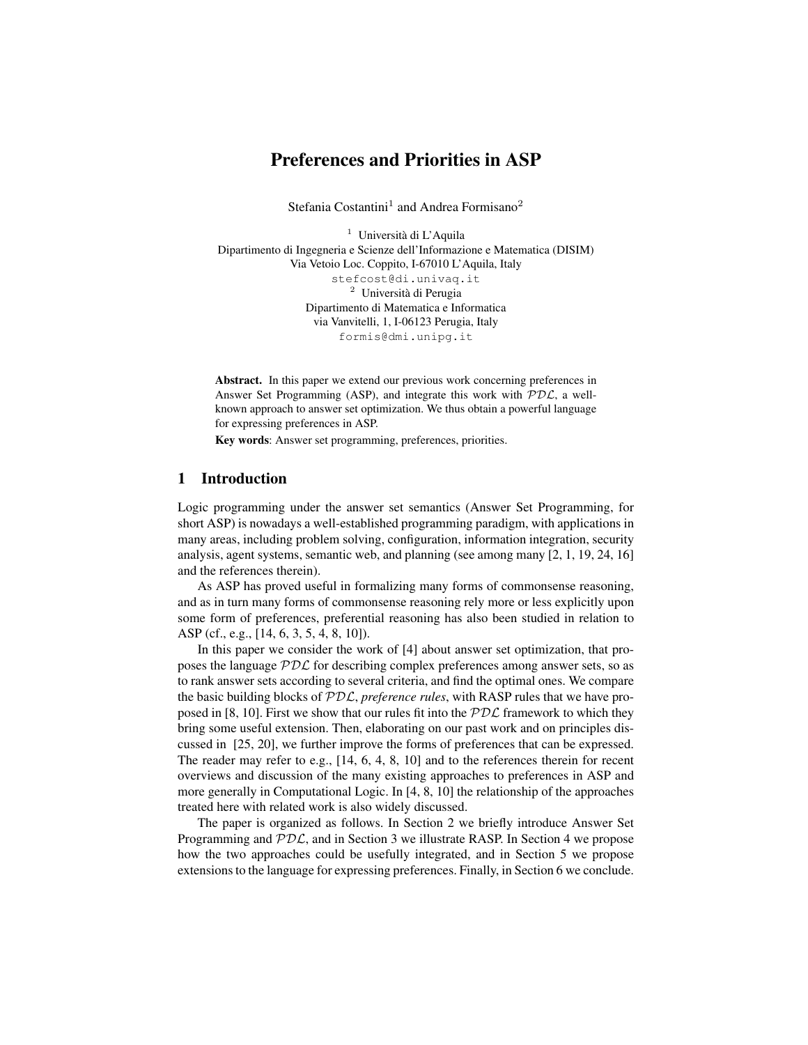# Preferences and Priorities in ASP

Stefania Costantini[1] and Andrea Formisano[2]

[1] Università di L'Aquila
Dipartimento di Ingegneria e Scienze dell'Informazione e Matematica (DISIM)
Via Vetoio Loc. Coppito, I-67010 L'Aquila, Italy
stefcost@di.univaq.it

[2] Università di Perugia
Dipartimento di Matematica e Informatica
via Vanvitelli, 1, I-06123 Perugia, Italy
formis@dmi.unipg.it

**Abstract.** In this paper we extend our previous work concerning preferences in Answer Set Programming (ASP), and integrate this work with $\mathcal{PDL}$, a well-known approach to answer set optimization. We thus obtain a powerful language for expressing preferences in ASP.

**Key words**: Answer set programming, preferences, priorities.

## 1 Introduction

Logic programming under the answer set semantics (Answer Set Programming, for short ASP) is nowadays a well-established programming paradigm, with applications in many areas, including problem solving, configuration, information integration, security analysis, agent systems, semantic web, and planning (see among many [2, 1, 19, 24, 16] and the references therein).

As ASP has proved useful in formalizing many forms of commonsense reasoning, and as in turn many forms of commonsense reasoning rely more or less explicitly upon some form of preferences, preferential reasoning has also been studied in relation to ASP (cf., e.g., [14, 6, 3, 5, 4, 8, 10]).

In this paper we consider the work of [4] about answer set optimization, that proposes the language $\mathcal{PDL}$ for describing complex preferences among answer sets, so as to rank answer sets according to several criteria, and find the optimal ones. We compare the basic building blocks of $\mathcal{PDL}$, *preference rules*, with RASP rules that we have proposed in [8, 10]. First we show that our rules fit into the $\mathcal{PDL}$ framework to which they bring some useful extension. Then, elaborating on our past work and on principles discussed in [25, 20], we further improve the forms of preferences that can be expressed. The reader may refer to e.g., [14, 6, 4, 8, 10] and to the references therein for recent overviews and discussion of the many existing approaches to preferences in ASP and more generally in Computational Logic. In [4, 8, 10] the relationship of the approaches treated here with related work is also widely discussed.

The paper is organized as follows. In Section 2 we briefly introduce Answer Set Programming and $\mathcal{PDL}$, and in Section 3 we illustrate RASP. In Section 4 we propose how the two approaches could be usefully integrated, and in Section 5 we propose extensions to the language for expressing preferences. Finally, in Section 6 we conclude.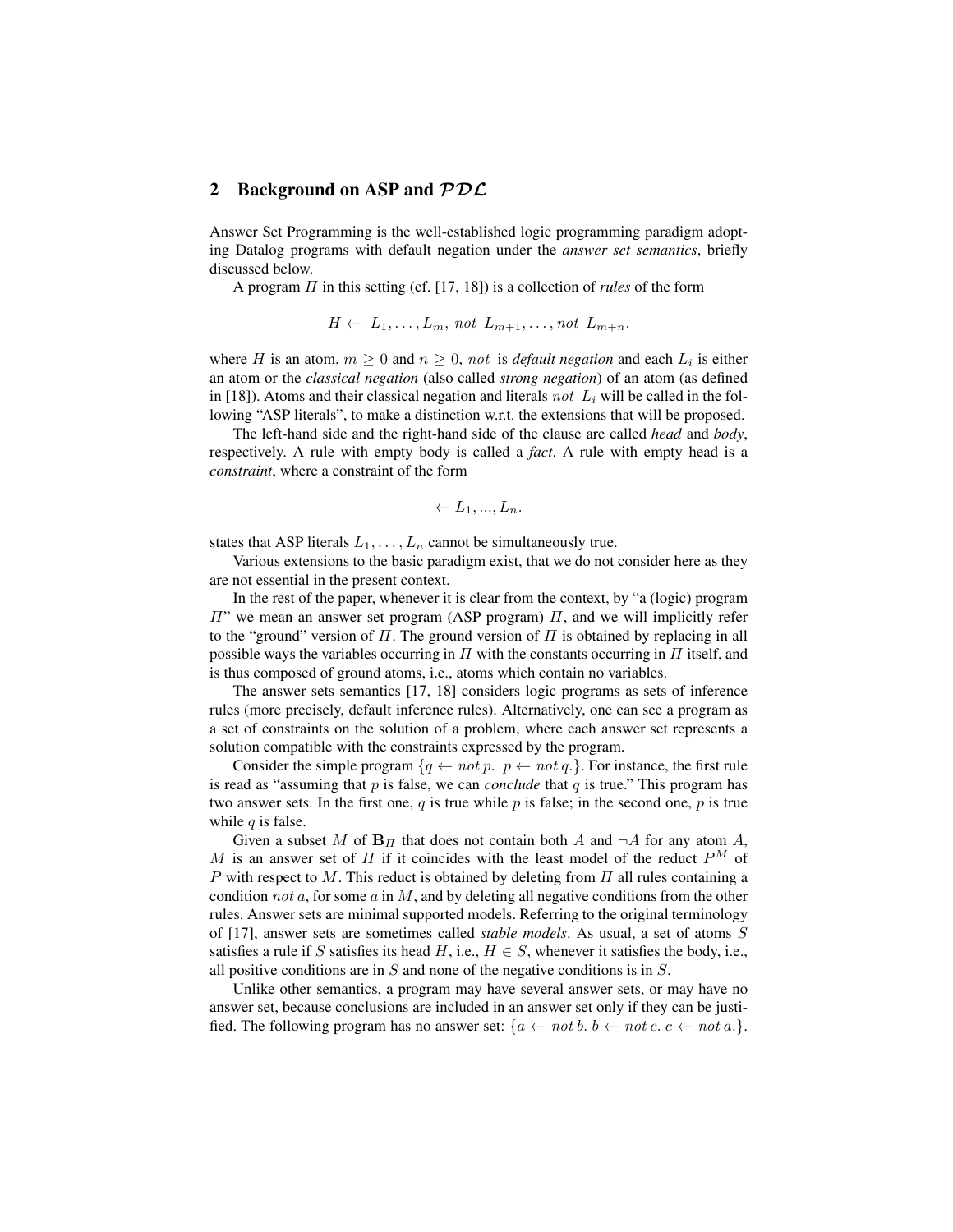## 2 Background on ASP and $\mathcal{PDL}$

Answer Set Programming is the well-established logic programming paradigm adopting Datalog programs with default negation under the *answer set semantics*, briefly discussed below.

A program $\Pi$ in this setting (cf. [17, 18]) is a collection of *rules* of the form

$$H \leftarrow \; L_1, \ldots, L_m, \; not \; L_{m+1}, \ldots, not \; L_{m+n}.$$

where $H$ is an atom, $m \geq 0$ and $n \geq 0$, $not$ is *default negation* and each $L_i$ is either an atom or the *classical negation* (also called *strong negation*) of an atom (as defined in [18]). Atoms and their classical negation and literals $not \; L_i$ will be called in the following "ASP literals", to make a distinction w.r.t. the extensions that will be proposed.

The left-hand side and the right-hand side of the clause are called *head* and *body*, respectively. A rule with empty body is called a *fact*. A rule with empty head is a *constraint*, where a constraint of the form

$$\leftarrow L_1, ..., L_n.$$

states that ASP literals $L_1, \ldots, L_n$ cannot be simultaneously true.

Various extensions to the basic paradigm exist, that we do not consider here as they are not essential in the present context.

In the rest of the paper, whenever it is clear from the context, by "a (logic) program $\Pi$" we mean an answer set program (ASP program) $\Pi$, and we will implicitly refer to the "ground" version of $\Pi$. The ground version of $\Pi$ is obtained by replacing in all possible ways the variables occurring in $\Pi$ with the constants occurring in $\Pi$ itself, and is thus composed of ground atoms, i.e., atoms which contain no variables.

The answer sets semantics [17, 18] considers logic programs as sets of inference rules (more precisely, default inference rules). Alternatively, one can see a program as a set of constraints on the solution of a problem, where each answer set represents a solution compatible with the constraints expressed by the program.

Consider the simple program $\{q \leftarrow not\, p. \;\; p \leftarrow not\, q.\}$. For instance, the first rule is read as "assuming that $p$ is false, we can *conclude* that $q$ is true." This program has two answer sets. In the first one, $q$ is true while $p$ is false; in the second one, $p$ is true while $q$ is false.

Given a subset $M$ of $\mathbf{B}_\Pi$ that does not contain both $A$ and $\neg A$ for any atom $A$, $M$ is an answer set of $\Pi$ if it coincides with the least model of the reduct $P^M$ of $P$ with respect to $M$. This reduct is obtained by deleting from $\Pi$ all rules containing a condition $not\, a$, for some $a$ in $M$, and by deleting all negative conditions from the other rules. Answer sets are minimal supported models. Referring to the original terminology of [17], answer sets are sometimes called *stable models*. As usual, a set of atoms $S$ satisfies a rule if $S$ satisfies its head $H$, i.e., $H \in S$, whenever it satisfies the body, i.e., all positive conditions are in $S$ and none of the negative conditions is in $S$.

Unlike other semantics, a program may have several answer sets, or may have no answer set, because conclusions are included in an answer set only if they can be justified. The following program has no answer set: $\{a \leftarrow not\, b. \; b \leftarrow not\, c. \; c \leftarrow not\, a.\}$.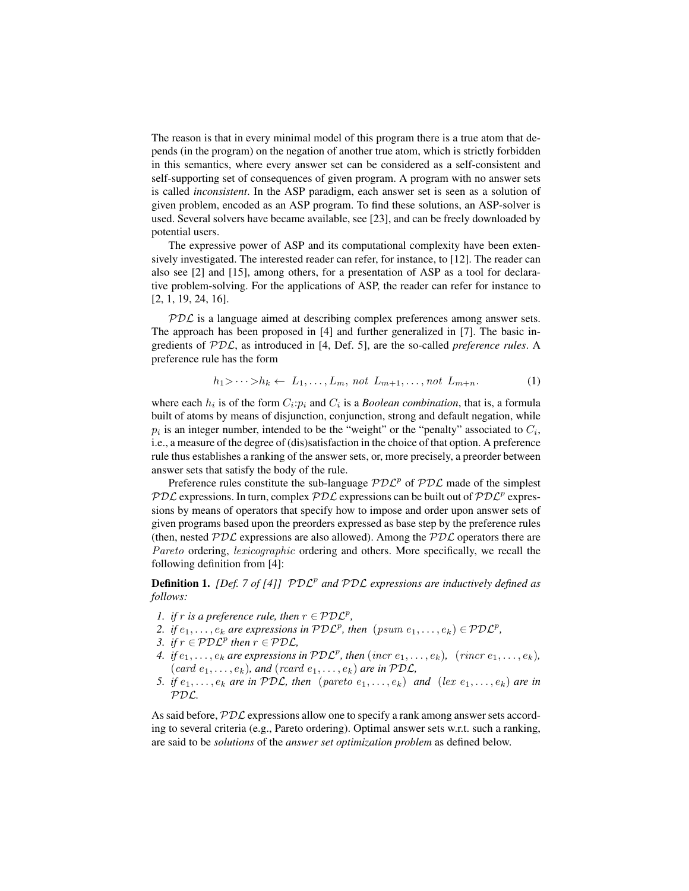The reason is that in every minimal model of this program there is a true atom that depends (in the program) on the negation of another true atom, which is strictly forbidden in this semantics, where every answer set can be considered as a self-consistent and self-supporting set of consequences of given program. A program with no answer sets is called *inconsistent*. In the ASP paradigm, each answer set is seen as a solution of given problem, encoded as an ASP program. To find these solutions, an ASP-solver is used. Several solvers have became available, see [23], and can be freely downloaded by potential users.

The expressive power of ASP and its computational complexity have been extensively investigated. The interested reader can refer, for instance, to [12]. The reader can also see [2] and [15], among others, for a presentation of ASP as a tool for declarative problem-solving. For the applications of ASP, the reader can refer for instance to [2, 1, 19, 24, 16].

$\mathcal{PDL}$ is a language aimed at describing complex preferences among answer sets. The approach has been proposed in [4] and further generalized in [7]. The basic ingredients of $\mathcal{PDL}$, as introduced in [4, Def. 5], are the so-called *preference rules*. A preference rule has the form

$$h_1 > \cdots > h_k \leftarrow \ L_1, \ldots, L_m, \ not \ L_{m+1}, \ldots, not \ L_{m+n}. \tag{1}$$

where each $h_i$ is of the form $C_i{:}p_i$ and $C_i$ is a *Boolean combination*, that is, a formula built of atoms by means of disjunction, conjunction, strong and default negation, while $p_i$ is an integer number, intended to be the "weight" or the "penalty" associated to $C_i$, i.e., a measure of the degree of (dis)satisfaction in the choice of that option. A preference rule thus establishes a ranking of the answer sets, or, more precisely, a preorder between answer sets that satisfy the body of the rule.

Preference rules constitute the sub-language $\mathcal{PDL}^p$ of $\mathcal{PDL}$ made of the simplest $\mathcal{PDL}$ expressions. In turn, complex $\mathcal{PDL}$ expressions can be built out of $\mathcal{PDL}^p$ expressions by means of operators that specify how to impose and order upon answer sets of given programs based upon the preorders expressed as base step by the preference rules (then, nested $\mathcal{PDL}$ expressions are also allowed). Among the $\mathcal{PDL}$ operators there are *Pareto* ordering, *lexicographic* ordering and others. More specifically, we recall the following definition from [4]:

**Definition 1.** *[Def. 7 of [4]] $\mathcal{PDL}^p$ and $\mathcal{PDL}$ expressions are inductively defined as follows:*

1. *if $r$ is a preference rule, then $r \in \mathcal{PDL}^p$,*
2. *if $e_1, \ldots, e_k$ are expressions in $\mathcal{PDL}^p$, then $(psum\ e_1, \ldots, e_k) \in \mathcal{PDL}^p$,*
3. *if $r \in \mathcal{PDL}^p$ then $r \in \mathcal{PDL}$,*
4. *if $e_1, \ldots, e_k$ are expressions in $\mathcal{PDL}^p$, then $(incr\ e_1, \ldots, e_k)$, $(rincr\ e_1, \ldots, e_k)$, $(card\ e_1, \ldots, e_k)$, and $(rcard\ e_1, \ldots, e_k)$ are in $\mathcal{PDL}$,*
5. *if $e_1, \ldots, e_k$ are in $\mathcal{PDL}$, then $(pareto\ e_1, \ldots, e_k)$ and $(lex\ e_1, \ldots, e_k)$ are in $\mathcal{PDL}$.*

As said before, $\mathcal{PDL}$ expressions allow one to specify a rank among answer sets according to several criteria (e.g., Pareto ordering). Optimal answer sets w.r.t. such a ranking, are said to be *solutions* of the *answer set optimization problem* as defined below.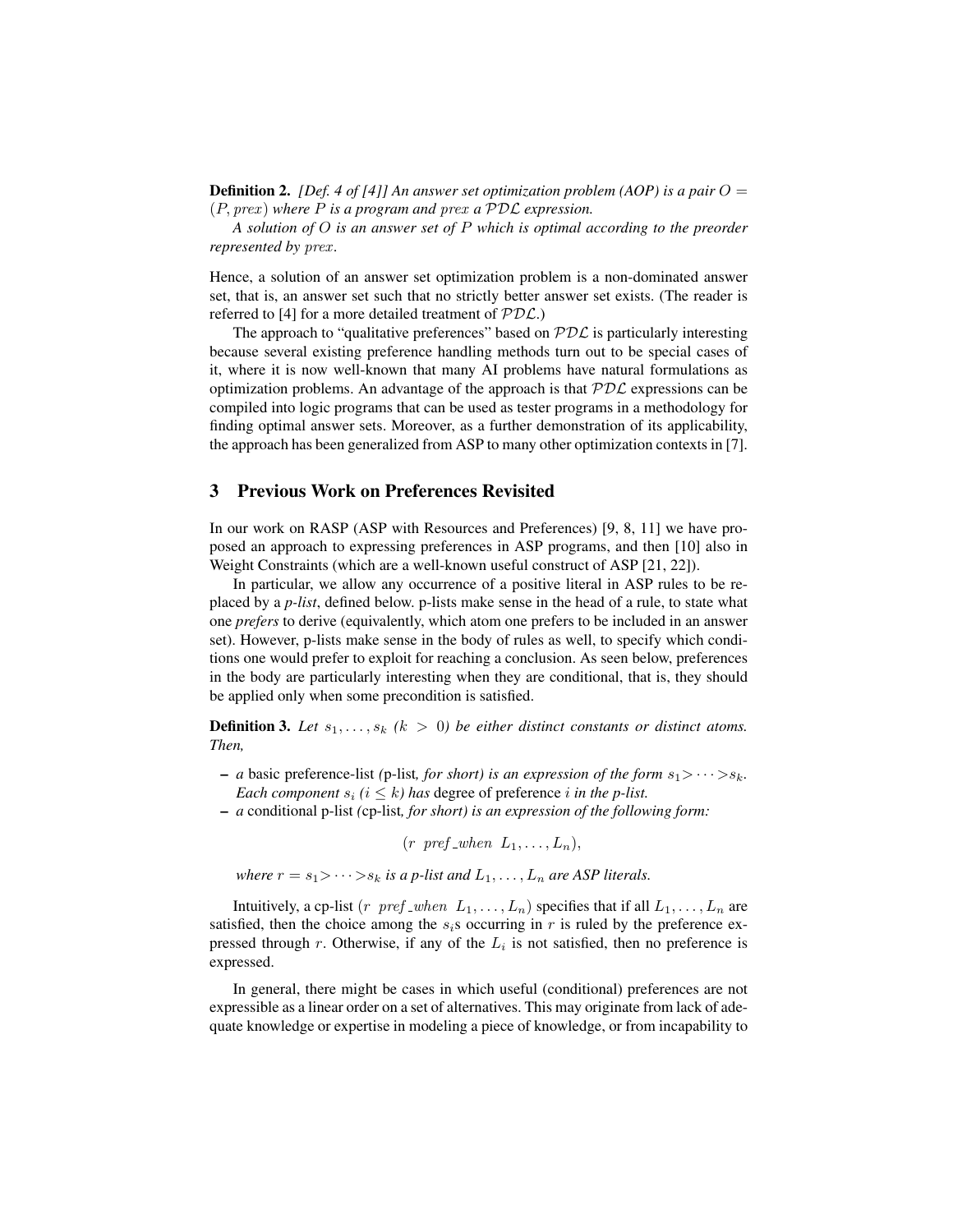**Definition 2.** *[Def. 4 of [4]] An answer set optimization problem (AOP) is a pair $O = (P, prex)$ where $P$ is a program and $prex$ a $\mathcal{PDL}$ expression.*

*A solution of $O$ is an answer set of $P$ which is optimal according to the preorder represented by $prex$.*

Hence, a solution of an answer set optimization problem is a non-dominated answer set, that is, an answer set such that no strictly better answer set exists. (The reader is referred to [4] for a more detailed treatment of $\mathcal{PDL}$.)

The approach to "qualitative preferences" based on $\mathcal{PDL}$ is particularly interesting because several existing preference handling methods turn out to be special cases of it, where it is now well-known that many AI problems have natural formulations as optimization problems. An advantage of the approach is that $\mathcal{PDL}$ expressions can be compiled into logic programs that can be used as tester programs in a methodology for finding optimal answer sets. Moreover, as a further demonstration of its applicability, the approach has been generalized from ASP to many other optimization contexts in [7].

## 3 Previous Work on Preferences Revisited

In our work on RASP (ASP with Resources and Preferences) [9, 8, 11] we have proposed an approach to expressing preferences in ASP programs, and then [10] also in Weight Constraints (which are a well-known useful construct of ASP [21, 22]).

In particular, we allow any occurrence of a positive literal in ASP rules to be replaced by a *p-list*, defined below. p-lists make sense in the head of a rule, to state what one *prefers* to derive (equivalently, which atom one prefers to be included in an answer set). However, p-lists make sense in the body of rules as well, to specify which conditions one would prefer to exploit for reaching a conclusion. As seen below, preferences in the body are particularly interesting when they are conditional, that is, they should be applied only when some precondition is satisfied.

**Definition 3.** *Let $s_1, \ldots, s_k$ ($k > 0$) be either distinct constants or distinct atoms. Then,*

- *a* basic preference-list *(*p-list*, for short) is an expression of the form $s_1 > \cdots > s_k$. Each component $s_i$ ($i \leq k$) has* degree of preference *$i$ in the p-list.*
- *a* conditional p-list *(*cp-list*, for short) is an expression of the following form:*

$$(r \;\; pref\_when \;\; L_1, \ldots, L_n),$$

*where $r = s_1 > \cdots > s_k$ is a p-list and $L_1, \ldots, L_n$ are ASP literals.*

Intuitively, a cp-list $(r \;\; pref\_when \;\; L_1, \ldots, L_n)$ specifies that if all $L_1, \ldots, L_n$ are satisfied, then the choice among the $s_i$s occurring in $r$ is ruled by the preference expressed through $r$. Otherwise, if any of the $L_i$ is not satisfied, then no preference is expressed.

In general, there might be cases in which useful (conditional) preferences are not expressible as a linear order on a set of alternatives. This may originate from lack of adequate knowledge or expertise in modeling a piece of knowledge, or from incapability to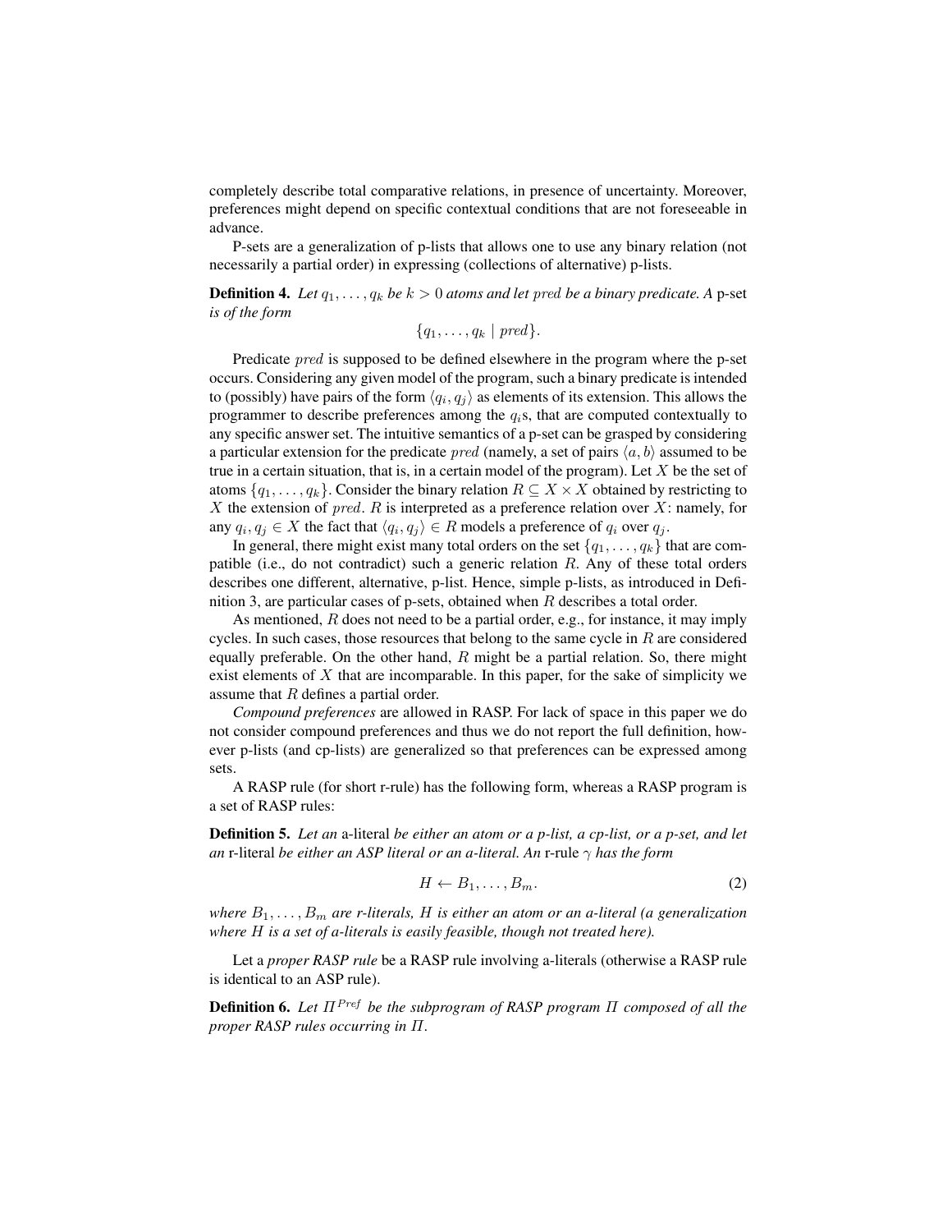completely describe total comparative relations, in presence of uncertainty. Moreover, preferences might depend on specific contextual conditions that are not foreseeable in advance.

P-sets are a generalization of p-lists that allows one to use any binary relation (not necessarily a partial order) in expressing (collections of alternative) p-lists.

**Definition 4.** *Let $q_1, \ldots, q_k$ be $k > 0$ atoms and let $pred$ be a binary predicate. A* p-set *is of the form*

$$\{q_1, \ldots, q_k \mid pred\}.$$

Predicate $pred$ is supposed to be defined elsewhere in the program where the p-set occurs. Considering any given model of the program, such a binary predicate is intended to (possibly) have pairs of the form $\langle q_i, q_j \rangle$ as elements of its extension. This allows the programmer to describe preferences among the $q_i$s, that are computed contextually to any specific answer set. The intuitive semantics of a p-set can be grasped by considering a particular extension for the predicate $pred$ (namely, a set of pairs $\langle a, b \rangle$ assumed to be true in a certain situation, that is, in a certain model of the program). Let $X$ be the set of atoms $\{q_1, \ldots, q_k\}$. Consider the binary relation $R \subseteq X \times X$ obtained by restricting to $X$ the extension of $pred$. $R$ is interpreted as a preference relation over $X$: namely, for any $q_i, q_j \in X$ the fact that $\langle q_i, q_j \rangle \in R$ models a preference of $q_i$ over $q_j$.

In general, there might exist many total orders on the set $\{q_1, \ldots, q_k\}$ that are compatible (i.e., do not contradict) such a generic relation $R$. Any of these total orders describes one different, alternative, p-list. Hence, simple p-lists, as introduced in Definition 3, are particular cases of p-sets, obtained when $R$ describes a total order.

As mentioned, $R$ does not need to be a partial order, e.g., for instance, it may imply cycles. In such cases, those resources that belong to the same cycle in $R$ are considered equally preferable. On the other hand, $R$ might be a partial relation. So, there might exist elements of $X$ that are incomparable. In this paper, for the sake of simplicity we assume that $R$ defines a partial order.

*Compound preferences* are allowed in RASP. For lack of space in this paper we do not consider compound preferences and thus we do not report the full definition, however p-lists (and cp-lists) are generalized so that preferences can be expressed among sets.

A RASP rule (for short r-rule) has the following form, whereas a RASP program is a set of RASP rules:

**Definition 5.** *Let an* a-literal *be either an atom or a p-list, a cp-list, or a p-set, and let an* r-literal *be either an ASP literal or an a-literal. An* r-rule $\gamma$ *has the form*

$$H \leftarrow B_1, \ldots, B_m. \tag{2}$$

*where $B_1, \ldots, B_m$ are r-literals, $H$ is either an atom or an a-literal (a generalization where $H$ is a set of a-literals is easily feasible, though not treated here).*

Let a *proper RASP rule* be a RASP rule involving a-literals (otherwise a RASP rule is identical to an ASP rule).

**Definition 6.** *Let $\Pi^{Pref}$ be the subprogram of RASP program $\Pi$ composed of all the proper RASP rules occurring in $\Pi$.*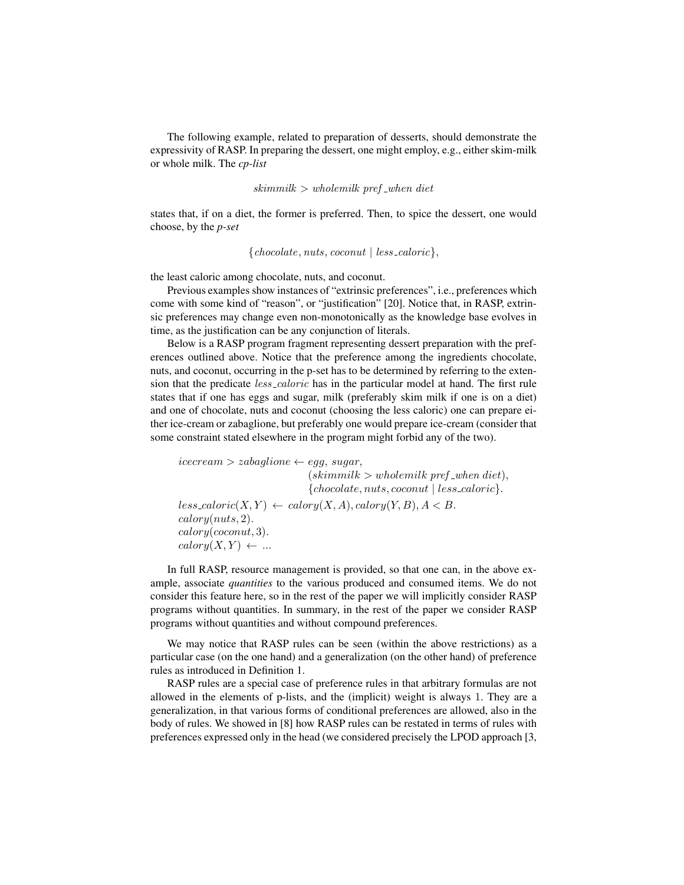The following example, related to preparation of desserts, should demonstrate the expressivity of RASP. In preparing the dessert, one might employ, e.g., either skim-milk or whole milk. The *cp-list*

$$skimmilk > wholemilk\ pref\_when\ diet$$

states that, if on a diet, the former is preferred. Then, to spice the dessert, one would choose, by the *p-set*

$$\{chocolate, nuts, coconut \mid less\_caloric\},$$

the least caloric among chocolate, nuts, and coconut.

Previous examples show instances of "extrinsic preferences", i.e., preferences which come with some kind of "reason", or "justification" [20]. Notice that, in RASP, extrinsic preferences may change even non-monotonically as the knowledge base evolves in time, as the justification can be any conjunction of literals.

Below is a RASP program fragment representing dessert preparation with the preferences outlined above. Notice that the preference among the ingredients chocolate, nuts, and coconut, occurring in the p-set has to be determined by referring to the extension that the predicate $less\_caloric$ has in the particular model at hand. The first rule states that if one has eggs and sugar, milk (preferably skim milk if one is on a diet) and one of chocolate, nuts and coconut (choosing the less caloric) one can prepare either ice-cream or zabaglione, but preferably one would prepare ice-cream (consider that some constraint stated elsewhere in the program might forbid any of the two).

$$
\begin{aligned}
&icecream > zabaglione \leftarrow egg,\ sugar,\\
&\qquad\qquad\qquad\qquad\quad (skimmilk > wholemilk\ pref\_when\ diet),\\
&\qquad\qquad\qquad\qquad\quad \{chocolate, nuts, coconut \mid less\_caloric\}.\\
&less\_caloric(X,Y) \leftarrow calory(X,A), calory(Y,B), A < B.\\
&calory(nuts, 2).\\
&calory(coconut, 3).\\
&calory(X,Y) \leftarrow \ldots
\end{aligned}
$$

In full RASP, resource management is provided, so that one can, in the above example, associate *quantities* to the various produced and consumed items. We do not consider this feature here, so in the rest of the paper we will implicitly consider RASP programs without quantities. In summary, in the rest of the paper we consider RASP programs without quantities and without compound preferences.

We may notice that RASP rules can be seen (within the above restrictions) as a particular case (on the one hand) and a generalization (on the other hand) of preference rules as introduced in Definition 1.

RASP rules are a special case of preference rules in that arbitrary formulas are not allowed in the elements of p-lists, and the (implicit) weight is always 1. They are a generalization, in that various forms of conditional preferences are allowed, also in the body of rules. We showed in [8] how RASP rules can be restated in terms of rules with preferences expressed only in the head (we considered precisely the LPOD approach [3,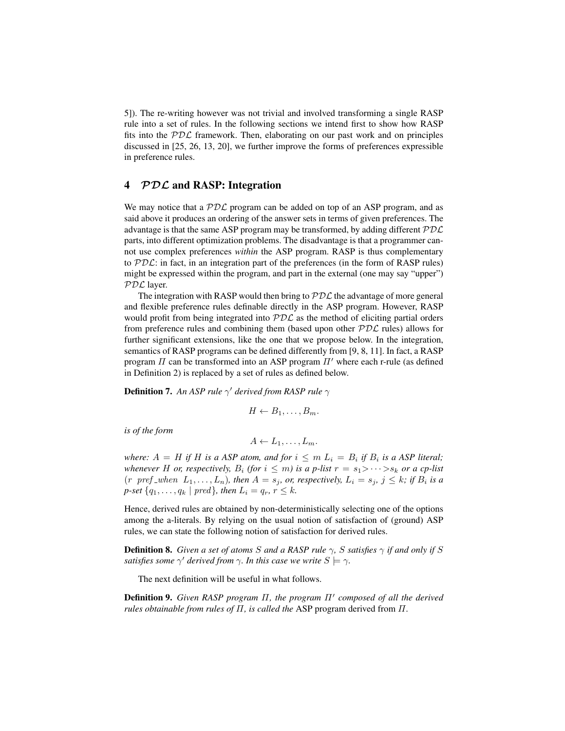5]). The re-writing however was not trivial and involved transforming a single RASP rule into a set of rules. In the following sections we intend first to show how RASP fits into the $\mathcal{PDL}$ framework. Then, elaborating on our past work and on principles discussed in [25, 26, 13, 20], we further improve the forms of preferences expressible in preference rules.

## 4 $\mathcal{PDL}$ and RASP: Integration

We may notice that a $\mathcal{PDL}$ program can be added on top of an ASP program, and as said above it produces an ordering of the answer sets in terms of given preferences. The advantage is that the same ASP program may be transformed, by adding different $\mathcal{PDL}$ parts, into different optimization problems. The disadvantage is that a programmer cannot use complex preferences *within* the ASP program. RASP is thus complementary to $\mathcal{PDL}$: in fact, in an integration part of the preferences (in the form of RASP rules) might be expressed within the program, and part in the external (one may say "upper") $\mathcal{PDL}$ layer.

The integration with RASP would then bring to $\mathcal{PDL}$ the advantage of more general and flexible preference rules definable directly in the ASP program. However, RASP would profit from being integrated into $\mathcal{PDL}$ as the method of eliciting partial orders from preference rules and combining them (based upon other $\mathcal{PDL}$ rules) allows for further significant extensions, like the one that we propose below. In the integration, semantics of RASP programs can be defined differently from [9, 8, 11]. In fact, a RASP program $\Pi$ can be transformed into an ASP program $\Pi'$ where each r-rule (as defined in Definition 2) is replaced by a set of rules as defined below.

**Definition 7.** *An ASP rule $\gamma'$ derived from RASP rule $\gamma$*

$$H \leftarrow B_1, \ldots, B_m.$$

*is of the form*

$$A \leftarrow L_1, \ldots, L_m.$$

*where: $A = H$ if $H$ is a ASP atom, and for $i \leq m$ $L_i = B_i$ if $B_i$ is a ASP literal; whenever $H$ or, respectively, $B_i$ (for $i \leq m$) is a p-list $r = s_1 > \cdots > s_k$ or a cp-list ($r$ $pref\_when$ $L_1, \ldots, L_n$), then $A = s_j$, or, respectively, $L_i = s_j$, $j \leq k$; if $B_i$ is a p-set $\{q_1, \ldots, q_k \mid pred\}$, then $L_i = q_r$, $r \leq k$.*

Hence, derived rules are obtained by non-deterministically selecting one of the options among the a-literals. By relying on the usual notion of satisfaction of (ground) ASP rules, we can state the following notion of satisfaction for derived rules.

**Definition 8.** *Given a set of atoms $S$ and a RASP rule $\gamma$, $S$ satisfies $\gamma$ if and only if $S$ satisfies some $\gamma'$ derived from $\gamma$. In this case we write $S \models \gamma$.*

The next definition will be useful in what follows.

**Definition 9.** *Given RASP program $\Pi$, the program $\Pi'$ composed of all the derived rules obtainable from rules of $\Pi$, is called the* ASP program derived from $\Pi$.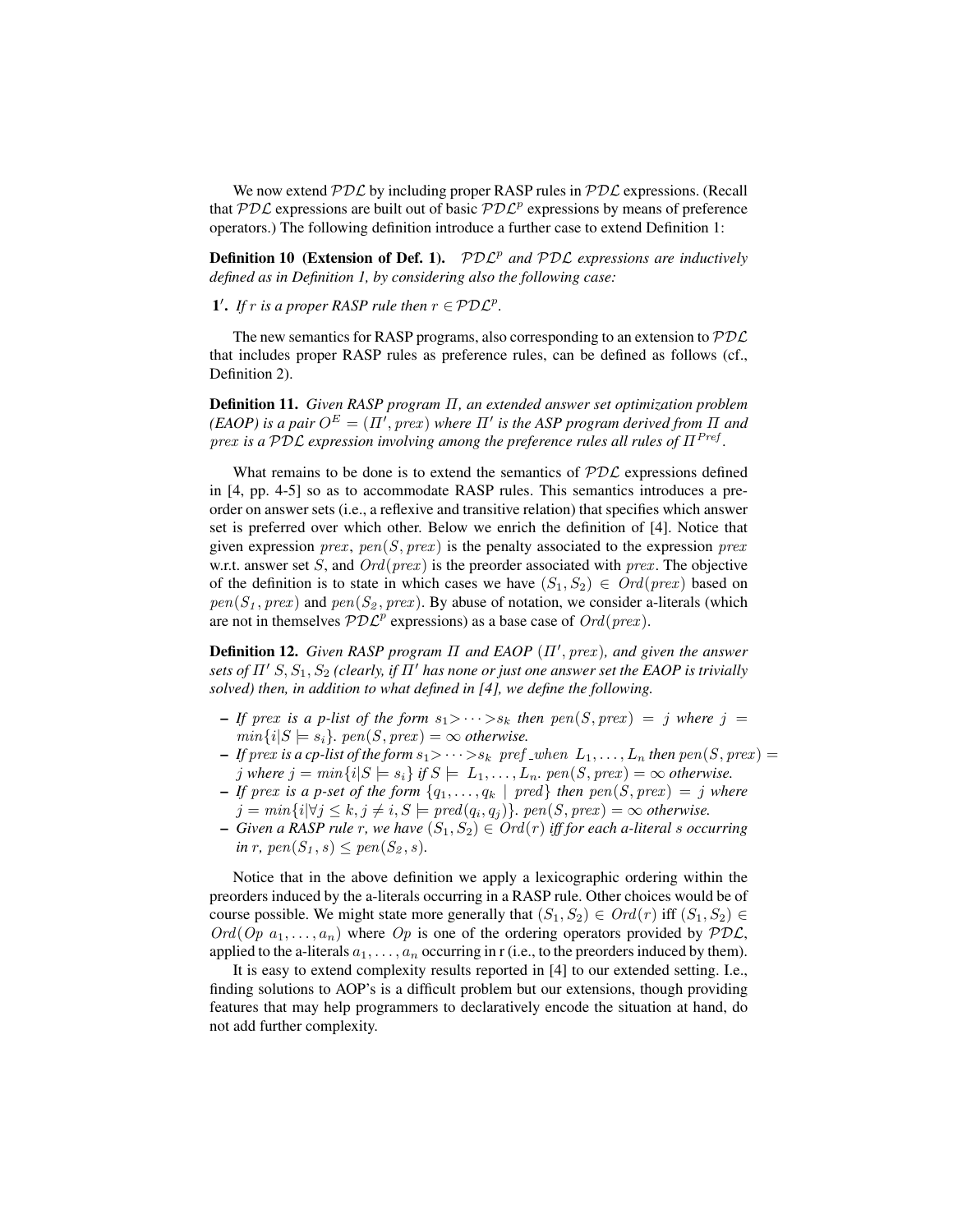We now extend $\mathcal{PDL}$ by including proper RASP rules in $\mathcal{PDL}$ expressions. (Recall that $\mathcal{PDL}$ expressions are built out of basic $\mathcal{PDL}^p$ expressions by means of preference operators.) The following definition introduce a further case to extend Definition 1:

**Definition 10 (Extension of Def. 1).** *$\mathcal{PDL}^p$ and $\mathcal{PDL}$ expressions are inductively defined as in Definition 1, by considering also the following case:*

**1′.** *If $r$ is a proper RASP rule then $r \in \mathcal{PDL}^p$.*

The new semantics for RASP programs, also corresponding to an extension to $\mathcal{PDL}$ that includes proper RASP rules as preference rules, can be defined as follows (cf., Definition 2).

**Definition 11.** *Given RASP program $\Pi$, an extended answer set optimization problem (EAOP) is a pair $O^E = (\Pi', prex)$ where $\Pi'$ is the ASP program derived from $\Pi$ and $prex$ is a $\mathcal{PDL}$ expression involving among the preference rules all rules of $\Pi^{Pref}$.*

What remains to be done is to extend the semantics of $\mathcal{PDL}$ expressions defined in [4, pp. 4-5] so as to accommodate RASP rules. This semantics introduces a preorder on answer sets (i.e., a reflexive and transitive relation) that specifies which answer set is preferred over which other. Below we enrich the definition of [4]. Notice that given expression $prex$, $pen(S, prex)$ is the penalty associated to the expression $prex$ w.r.t. answer set $S$, and $Ord(prex)$ is the preorder associated with $prex$. The objective of the definition is to state in which cases we have $(S_1, S_2) \in Ord(prex)$ based on $pen(S_1, prex)$ and $pen(S_2, prex)$. By abuse of notation, we consider a-literals (which are not in themselves $\mathcal{PDL}^p$ expressions) as a base case of $Ord(prex)$.

**Definition 12.** *Given RASP program $\Pi$ and EAOP $(\Pi', prex)$, and given the answer sets of $\Pi'$ $S, S_1, S_2$ (clearly, if $\Pi'$ has none or just one answer set the EAOP is trivially solved) then, in addition to what defined in [4], we define the following.*

- *If $prex$ is a p-list of the form $s_1 > \cdots > s_k$ then $pen(S, prex) = j$ where $j = min\{i | S \models s_i\}$. $pen(S, prex) = \infty$ otherwise.*
- *If $prex$ is a cp-list of the form $s_1 > \cdots > s_k$ $pref\_when$ $L_1, \ldots, L_n$ then $pen(S, prex) = j$ where $j = min\{i | S \models s_i\}$ if $S \models L_1, \ldots, L_n$. $pen(S, prex) = \infty$ otherwise.*
- *If $prex$ is a p-set of the form $\{q_1, \ldots, q_k \mid pred\}$ then $pen(S, prex) = j$ where $j = min\{i | \forall j \leq k, j \neq i, S \models pred(q_i, q_j)\}$. $pen(S, prex) = \infty$ otherwise.*
- *Given a RASP rule $r$, we have $(S_1, S_2) \in Ord(r)$ iff for each a-literal $s$ occurring in $r$, $pen(S_1, s) \leq pen(S_2, s)$.*

Notice that in the above definition we apply a lexicographic ordering within the preorders induced by the a-literals occurring in a RASP rule. Other choices would be of course possible. We might state more generally that $(S_1, S_2) \in Ord(r)$ iff $(S_1, S_2) \in Ord(Op\ a_1, \ldots, a_n)$ where $Op$ is one of the ordering operators provided by $\mathcal{PDL}$, applied to the a-literals $a_1, \ldots, a_n$ occurring in r (i.e., to the preorders induced by them).

It is easy to extend complexity results reported in [4] to our extended setting. I.e., finding solutions to AOP's is a difficult problem but our extensions, though providing features that may help programmers to declaratively encode the situation at hand, do not add further complexity.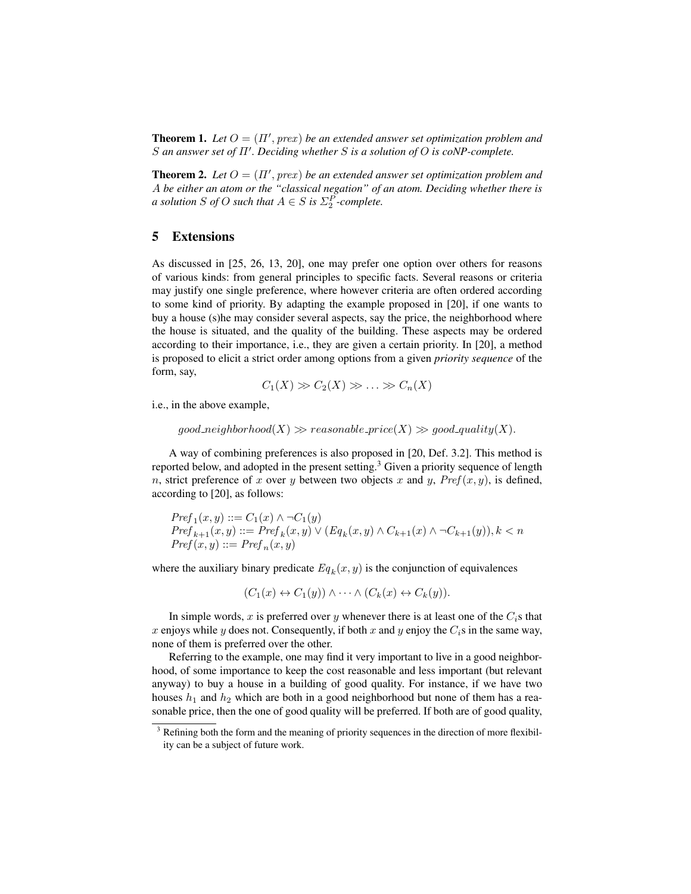**Theorem 1.** *Let $O = (\Pi', prex)$ be an extended answer set optimization problem and $S$ an answer set of $\Pi'$. Deciding whether $S$ is a solution of $O$ is coNP-complete.*

**Theorem 2.** *Let $O = (\Pi', prex)$ be an extended answer set optimization problem and $A$ be either an atom or the "classical negation" of an atom. Deciding whether there is a solution $S$ of $O$ such that $A \in S$ is $\Sigma_2^P$-complete.*

## 5 Extensions

As discussed in [25, 26, 13, 20], one may prefer one option over others for reasons of various kinds: from general principles to specific facts. Several reasons or criteria may justify one single preference, where however criteria are often ordered according to some kind of priority. By adapting the example proposed in [20], if one wants to buy a house (s)he may consider several aspects, say the price, the neighborhood where the house is situated, and the quality of the building. These aspects may be ordered according to their importance, i.e., they are given a certain priority. In [20], a method is proposed to elicit a strict order among options from a given *priority sequence* of the form, say,

$$C_1(X) \gg C_2(X) \gg \ldots \gg C_n(X)$$

i.e., in the above example,

$$good\_neighborhood(X) \gg reasonable\_price(X) \gg good\_quality(X).$$

A way of combining preferences is also proposed in [20, Def. 3.2]. This method is reported below, and adopted in the present setting.[3] Given a priority sequence of length $n$, strict preference of $x$ over $y$ between two objects $x$ and $y$, $Pref(x, y)$, is defined, according to [20], as follows:

$$
\begin{aligned}
&Pref_1(x, y) ::= C_1(x) \wedge \neg C_1(y) \\
&Pref_{k+1}(x, y) ::= Pref_k(x, y) \vee (Eq_k(x, y) \wedge C_{k+1}(x) \wedge \neg C_{k+1}(y)), k < n \\
&Pref(x, y) ::= Pref_n(x, y)
\end{aligned}
$$

where the auxiliary binary predicate $Eq_k(x, y)$ is the conjunction of equivalences

$$(C_1(x) \leftrightarrow C_1(y)) \wedge \cdots \wedge (C_k(x) \leftrightarrow C_k(y)).$$

In simple words, $x$ is preferred over $y$ whenever there is at least one of the $C_i$s that $x$ enjoys while $y$ does not. Consequently, if both $x$ and $y$ enjoy the $C_i$s in the same way, none of them is preferred over the other.

Referring to the example, one may find it very important to live in a good neighborhood, of some importance to keep the cost reasonable and less important (but relevant anyway) to buy a house in a building of good quality. For instance, if we have two houses $h_1$ and $h_2$ which are both in a good neighborhood but none of them has a reasonable price, then the one of good quality will be preferred. If both are of good quality,

[3] Refining both the form and the meaning of priority sequences in the direction of more flexibility can be a subject of future work.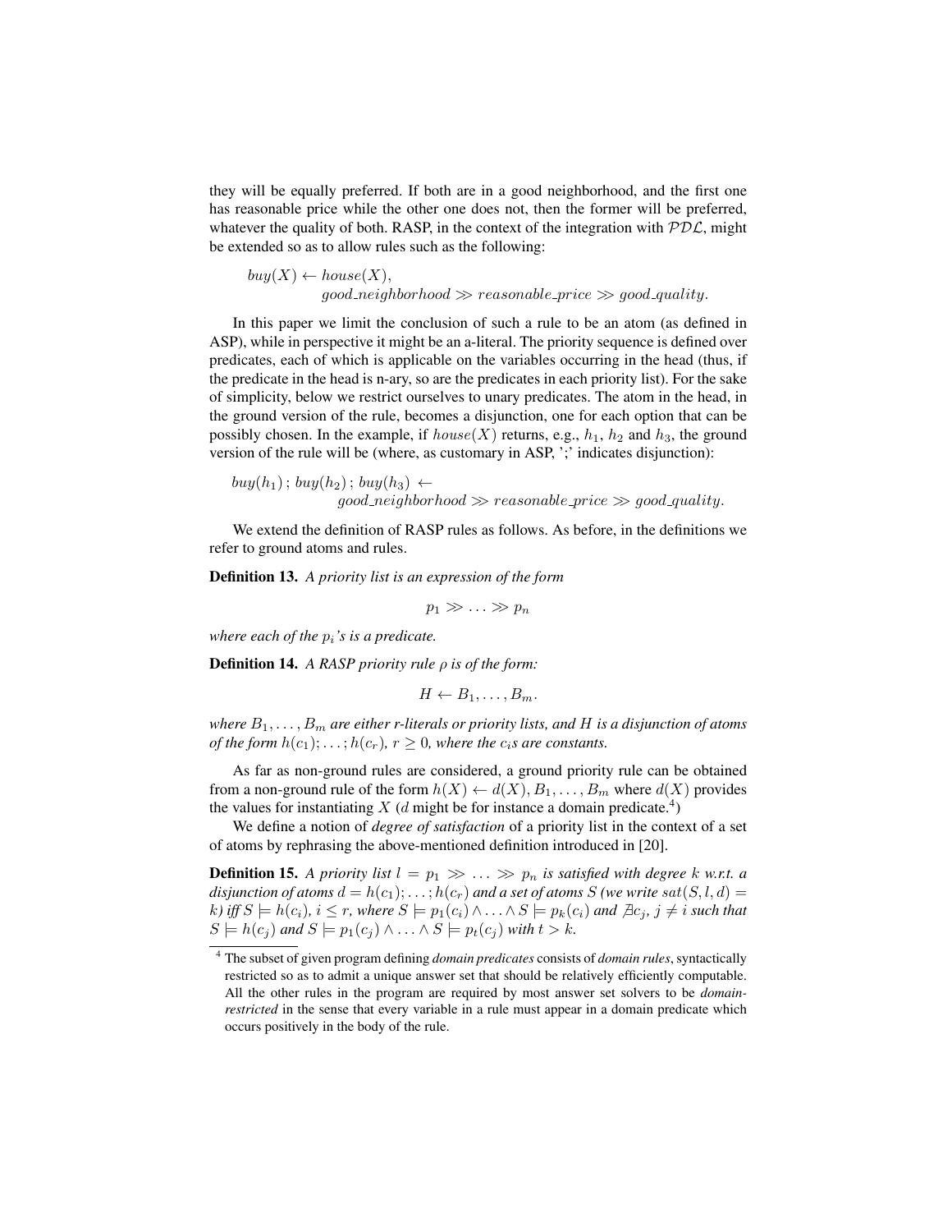they will be equally preferred. If both are in a good neighborhood, and the first one has reasonable price while the other one does not, then the former will be preferred, whatever the quality of both. RASP, in the context of the integration with $\mathcal{PDL}$, might be extended so as to allow rules such as the following:

$$buy(X) \leftarrow house(X),$$
$$good\_neighborhood \gg reasonable\_price \gg good\_quality.$$

In this paper we limit the conclusion of such a rule to be an atom (as defined in ASP), while in perspective it might be an a-literal. The priority sequence is defined over predicates, each of which is applicable on the variables occurring in the head (thus, if the predicate in the head is n-ary, so are the predicates in each priority list). For the sake of simplicity, below we restrict ourselves to unary predicates. The atom in the head, in the ground version of the rule, becomes a disjunction, one for each option that can be possibly chosen. In the example, if $house(X)$ returns, e.g., $h_1$, $h_2$ and $h_3$, the ground version of the rule will be (where, as customary in ASP, ';' indicates disjunction):

$$buy(h_1)\,;\, buy(h_2)\,;\, buy(h_3) \leftarrow$$
$$good\_neighborhood \gg reasonable\_price \gg good\_quality.$$

We extend the definition of RASP rules as follows. As before, in the definitions we refer to ground atoms and rules.

**Definition 13.** *A priority list is an expression of the form*

$$p_1 \gg \ldots \gg p_n$$

*where each of the $p_i$'s is a predicate.*

**Definition 14.** *A RASP priority rule $\rho$ is of the form:*

$$H \leftarrow B_1, \ldots, B_m.$$

*where $B_1, \ldots, B_m$ are either r-literals or priority lists, and $H$ is a disjunction of atoms of the form $h(c_1); \ldots; h(c_r)$, $r \geq 0$, where the $c_i$s are constants.*

As far as non-ground rules are considered, a ground priority rule can be obtained from a non-ground rule of the form $h(X) \leftarrow d(X), B_1, \ldots, B_m$ where $d(X)$ provides the values for instantiating $X$ ($d$ might be for instance a domain predicate.[4])

We define a notion of *degree of satisfaction* of a priority list in the context of a set of atoms by rephrasing the above-mentioned definition introduced in [20].

**Definition 15.** *A priority list $l = p_1 \gg \ldots \gg p_n$ is satisfied with degree $k$ w.r.t. a disjunction of atoms $d = h(c_1); \ldots; h(c_r)$ and a set of atoms $S$ (we write $sat(S, l, d) = k$) iff $S \models h(c_i)$, $i \leq r$, where $S \models p_1(c_i) \wedge \ldots \wedge S \models p_k(c_i)$ and $\nexists c_j$, $j \neq i$ such that $S \models h(c_j)$ and $S \models p_1(c_j) \wedge \ldots \wedge S \models p_t(c_j)$ with $t > k$.*

[4] The subset of given program defining *domain predicates* consists of *domain rules*, syntactically restricted so as to admit a unique answer set that should be relatively efficiently computable. All the other rules in the program are required by most answer set solvers to be *domain-restricted* in the sense that every variable in a rule must appear in a domain predicate which occurs positively in the body of the rule.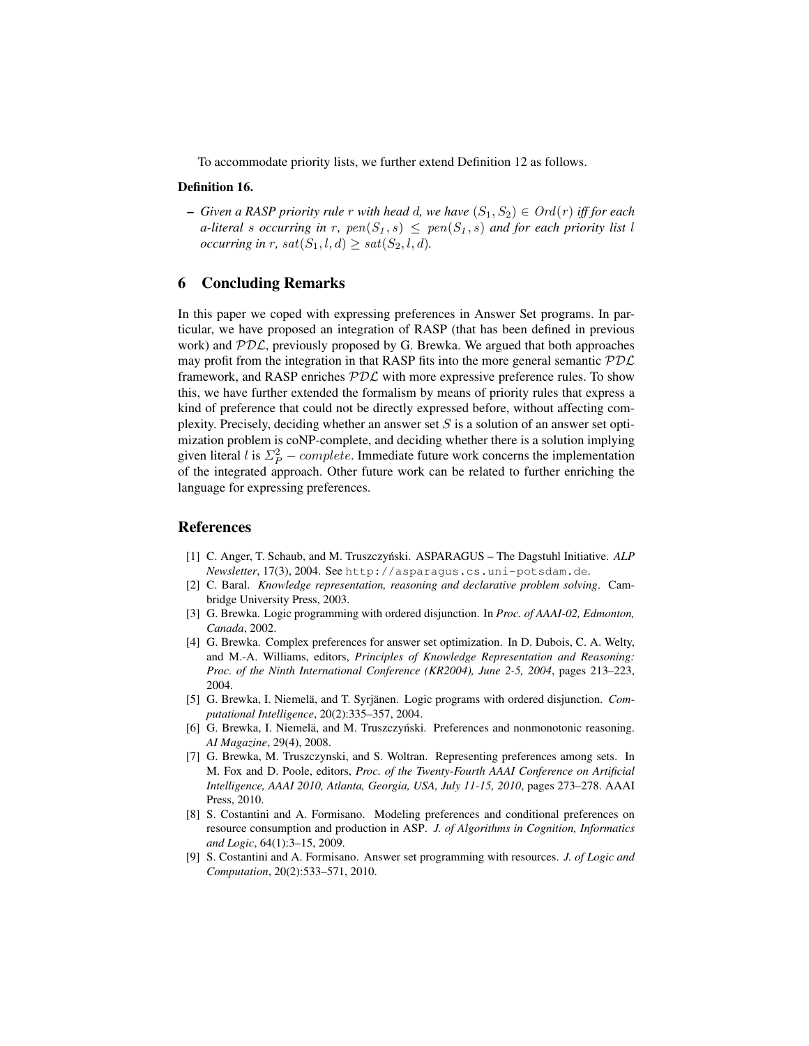To accommodate priority lists, we further extend Definition 12 as follows.

**Definition 16.**

– *Given a RASP priority rule $r$ with head $d$, we have $(S_1, S_2) \in Ord(r)$ iff for each a-literal $s$ occurring in $r$, $pen(S_1, s) \leq pen(S_1, s)$ and for each priority list $l$ occurring in $r$, $sat(S_1, l, d) \geq sat(S_2, l, d)$.*

## 6 Concluding Remarks

In this paper we coped with expressing preferences in Answer Set programs. In particular, we have proposed an integration of RASP (that has been defined in previous work) and $\mathcal{PDL}$, previously proposed by G. Brewka. We argued that both approaches may profit from the integration in that RASP fits into the more general semantic $\mathcal{PDL}$ framework, and RASP enriches $\mathcal{PDL}$ with more expressive preference rules. To show this, we have further extended the formalism by means of priority rules that express a kind of preference that could not be directly expressed before, without affecting complexity. Precisely, deciding whether an answer set $S$ is a solution of an answer set optimization problem is coNP-complete, and deciding whether there is a solution implying given literal $l$ is $\Sigma^2_P - complete$. Immediate future work concerns the implementation of the integrated approach. Other future work can be related to further enriching the language for expressing preferences.

## References

[1] C. Anger, T. Schaub, and M. Truszczyński. ASPARAGUS – The Dagstuhl Initiative. *ALP Newsletter*, 17(3), 2004. See `http://asparagus.cs.uni-potsdam.de`.

[2] C. Baral. *Knowledge representation, reasoning and declarative problem solving*. Cambridge University Press, 2003.

[3] G. Brewka. Logic programming with ordered disjunction. In *Proc. of AAAI-02, Edmonton, Canada*, 2002.

[4] G. Brewka. Complex preferences for answer set optimization. In D. Dubois, C. A. Welty, and M.-A. Williams, editors, *Principles of Knowledge Representation and Reasoning: Proc. of the Ninth International Conference (KR2004), June 2-5, 2004*, pages 213–223, 2004.

[5] G. Brewka, I. Niemelä, and T. Syrjänen. Logic programs with ordered disjunction. *Computational Intelligence*, 20(2):335–357, 2004.

[6] G. Brewka, I. Niemelä, and M. Truszczyński. Preferences and nonmonotonic reasoning. *AI Magazine*, 29(4), 2008.

[7] G. Brewka, M. Truszczynski, and S. Woltran. Representing preferences among sets. In M. Fox and D. Poole, editors, *Proc. of the Twenty-Fourth AAAI Conference on Artificial Intelligence, AAAI 2010, Atlanta, Georgia, USA, July 11-15, 2010*, pages 273–278. AAAI Press, 2010.

[8] S. Costantini and A. Formisano. Modeling preferences and conditional preferences on resource consumption and production in ASP. *J. of Algorithms in Cognition, Informatics and Logic*, 64(1):3–15, 2009.

[9] S. Costantini and A. Formisano. Answer set programming with resources. *J. of Logic and Computation*, 20(2):533–571, 2010.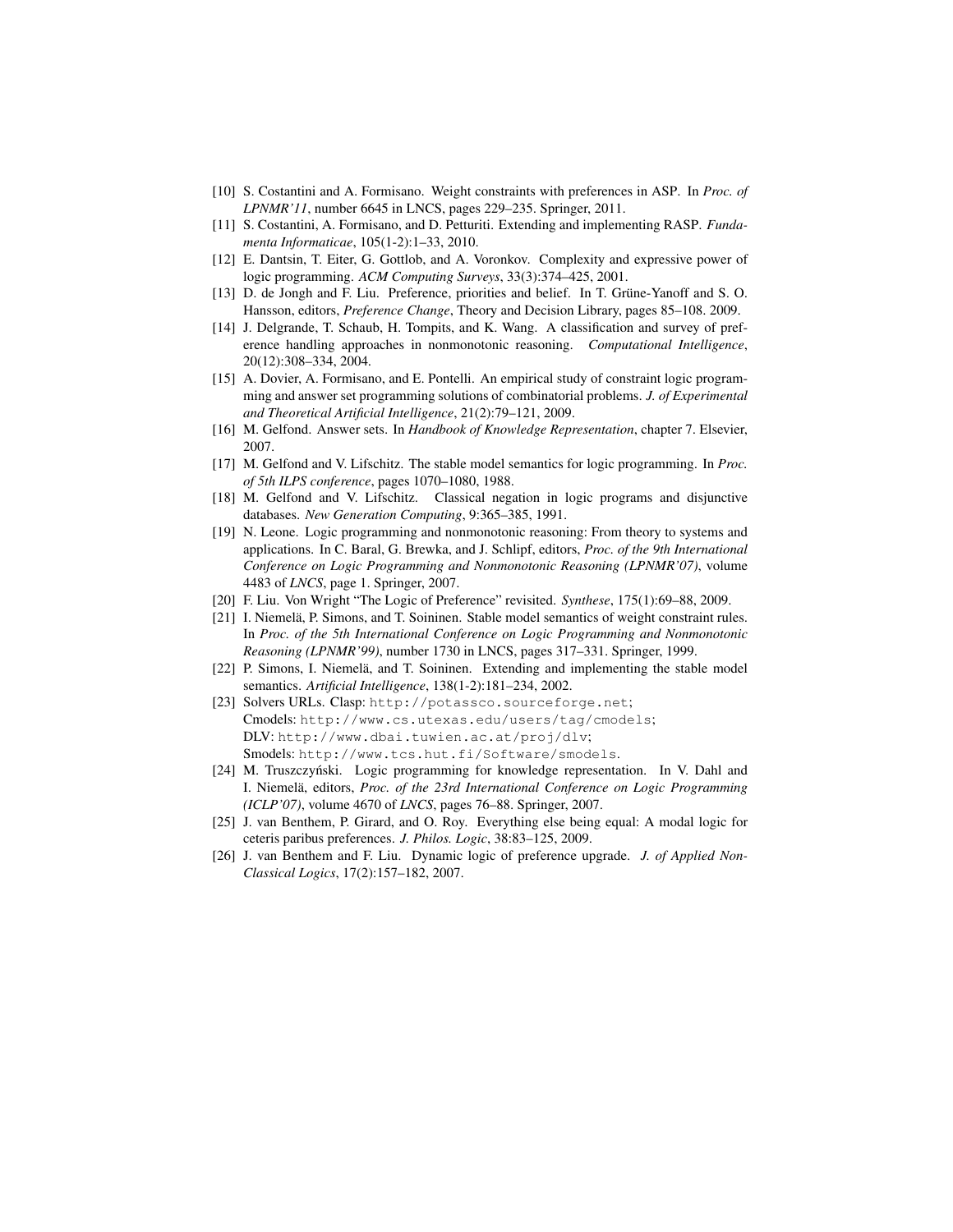[10] S. Costantini and A. Formisano. Weight constraints with preferences in ASP. In *Proc. of LPNMR'11*, number 6645 in LNCS, pages 229–235. Springer, 2011.

[11] S. Costantini, A. Formisano, and D. Petturiti. Extending and implementing RASP. *Fundamenta Informaticae*, 105(1-2):1–33, 2010.

[12] E. Dantsin, T. Eiter, G. Gottlob, and A. Voronkov. Complexity and expressive power of logic programming. *ACM Computing Surveys*, 33(3):374–425, 2001.

[13] D. de Jongh and F. Liu. Preference, priorities and belief. In T. Grüne-Yanoff and S. O. Hansson, editors, *Preference Change*, Theory and Decision Library, pages 85–108. 2009.

[14] J. Delgrande, T. Schaub, H. Tompits, and K. Wang. A classification and survey of preference handling approaches in nonmonotonic reasoning. *Computational Intelligence*, 20(12):308–334, 2004.

[15] A. Dovier, A. Formisano, and E. Pontelli. An empirical study of constraint logic programming and answer set programming solutions of combinatorial problems. *J. of Experimental and Theoretical Artificial Intelligence*, 21(2):79–121, 2009.

[16] M. Gelfond. Answer sets. In *Handbook of Knowledge Representation*, chapter 7. Elsevier, 2007.

[17] M. Gelfond and V. Lifschitz. The stable model semantics for logic programming. In *Proc. of 5th ILPS conference*, pages 1070–1080, 1988.

[18] M. Gelfond and V. Lifschitz. Classical negation in logic programs and disjunctive databases. *New Generation Computing*, 9:365–385, 1991.

[19] N. Leone. Logic programming and nonmonotonic reasoning: From theory to systems and applications. In C. Baral, G. Brewka, and J. Schlipf, editors, *Proc. of the 9th International Conference on Logic Programming and Nonmonotonic Reasoning (LPNMR'07)*, volume 4483 of *LNCS*, page 1. Springer, 2007.

[20] F. Liu. Von Wright "The Logic of Preference" revisited. *Synthese*, 175(1):69–88, 2009.

[21] I. Niemelä, P. Simons, and T. Soininen. Stable model semantics of weight constraint rules. In *Proc. of the 5th International Conference on Logic Programming and Nonmonotonic Reasoning (LPNMR'99)*, number 1730 in LNCS, pages 317–331. Springer, 1999.

[22] P. Simons, I. Niemelä, and T. Soininen. Extending and implementing the stable model semantics. *Artificial Intelligence*, 138(1-2):181–234, 2002.

[23] Solvers URLs. Clasp: `http://potassco.sourceforge.net`;
Cmodels: `http://www.cs.utexas.edu/users/tag/cmodels`;
DLV: `http://www.dbai.tuwien.ac.at/proj/dlv`;
Smodels: `http://www.tcs.hut.fi/Software/smodels`.

[24] M. Truszczyński. Logic programming for knowledge representation. In V. Dahl and I. Niemelä, editors, *Proc. of the 23rd International Conference on Logic Programming (ICLP'07)*, volume 4670 of *LNCS*, pages 76–88. Springer, 2007.

[25] J. van Benthem, P. Girard, and O. Roy. Everything else being equal: A modal logic for ceteris paribus preferences. *J. Philos. Logic*, 38:83–125, 2009.

[26] J. van Benthem and F. Liu. Dynamic logic of preference upgrade. *J. of Applied Non-Classical Logics*, 17(2):157–182, 2007.